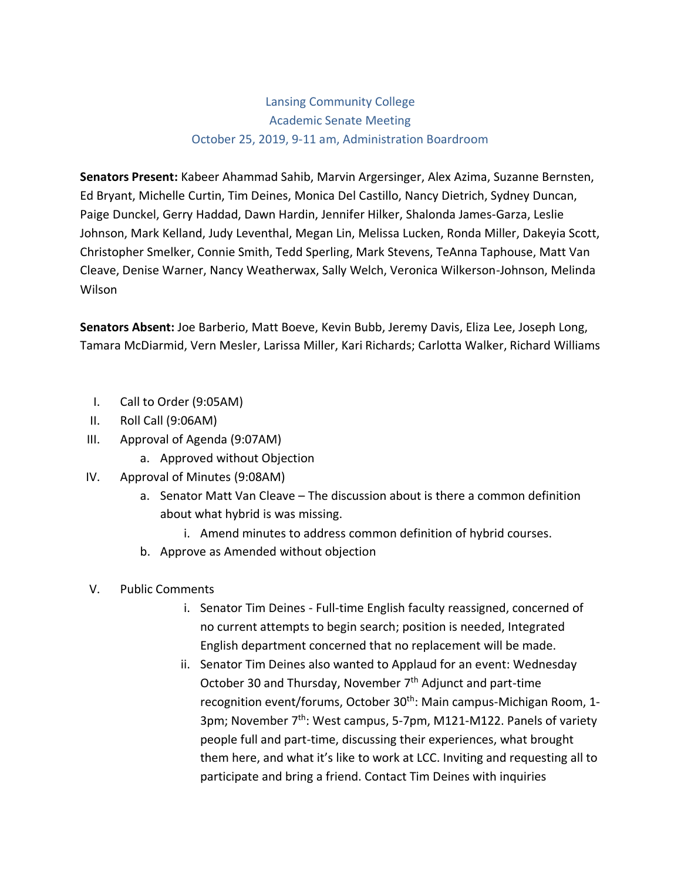Lansing Community College
Academic Senate Meeting
October 25, 2019, 9-11 am, Administration Boardroom

**Senators Present:** Kabeer Ahammad Sahib, Marvin Argersinger, Alex Azima, Suzanne Bernsten, Ed Bryant, Michelle Curtin, Tim Deines, Monica Del Castillo, Nancy Dietrich, Sydney Duncan, Paige Dunckel, Gerry Haddad, Dawn Hardin, Jennifer Hilker, Shalonda James-Garza, Leslie Johnson, Mark Kelland, Judy Leventhal, Megan Lin, Melissa Lucken, Ronda Miller, Dakeyia Scott, Christopher Smelker, Connie Smith, Tedd Sperling, Mark Stevens, TeAnna Taphouse, Matt Van Cleave, Denise Warner, Nancy Weatherwax, Sally Welch, Veronica Wilkerson-Johnson, Melinda Wilson

**Senators Absent:** Joe Barberio, Matt Boeve, Kevin Bubb, Jeremy Davis, Eliza Lee, Joseph Long, Tamara McDiarmid, Vern Mesler, Larissa Miller, Kari Richards; Carlotta Walker, Richard Williams

I. Call to Order (9:05AM)
II. Roll Call (9:06AM)
III. Approval of Agenda (9:07AM)
   a. Approved without Objection
IV. Approval of Minutes (9:08AM)
   a. Senator Matt Van Cleave – The discussion about is there a common definition about what hybrid is was missing.
      i. Amend minutes to address common definition of hybrid courses.
   b. Approve as Amended without objection
V. Public Comments
      i. Senator Tim Deines - Full-time English faculty reassigned, concerned of no current attempts to begin search; position is needed, Integrated English department concerned that no replacement will be made.
      ii. Senator Tim Deines also wanted to Applaud for an event: Wednesday October 30 and Thursday, November 7th Adjunct and part-time recognition event/forums, October 30th: Main campus-Michigan Room, 1-3pm; November 7th: West campus, 5-7pm, M121-M122. Panels of variety people full and part-time, discussing their experiences, what brought them here, and what it's like to work at LCC. Inviting and requesting all to participate and bring a friend. Contact Tim Deines with inquiries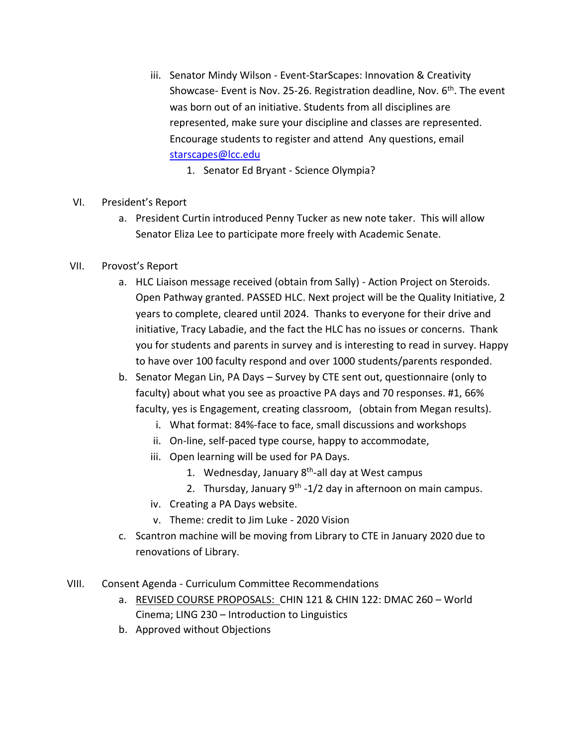iii. Senator Mindy Wilson - Event-StarScapes: Innovation & Creativity Showcase- Event is Nov. 25-26. Registration deadline, Nov. 6th. The event was born out of an initiative. Students from all disciplines are represented, make sure your discipline and classes are represented. Encourage students to register and attend  Any questions, email [starscapes@lcc.edu](mailto:starscapes@lcc.edu)
      1. Senator Ed Bryant - Science Olympia?

VI. President's Report
   a. President Curtin introduced Penny Tucker as new note taker.  This will allow Senator Eliza Lee to participate more freely with Academic Senate.

VII. Provost's Report
   a. HLC Liaison message received (obtain from Sally) - Action Project on Steroids. Open Pathway granted. PASSED HLC. Next project will be the Quality Initiative, 2 years to complete, cleared until 2024.  Thanks to everyone for their drive and initiative, Tracy Labadie, and the fact the HLC has no issues or concerns.  Thank you for students and parents in survey and is interesting to read in survey. Happy to have over 100 faculty respond and over 1000 students/parents responded.
   b. Senator Megan Lin, PA Days – Survey by CTE sent out, questionnaire (only to faculty) about what you see as proactive PA days and 70 responses. #1, 66% faculty, yes is Engagement, creating classroom,   (obtain from Megan results).
      i. What format: 84%-face to face, small discussions and workshops
      ii. On-line, self-paced type course, happy to accommodate,
      iii. Open learning will be used for PA Days.
         1. Wednesday, January 8th-all day at West campus
         2. Thursday, January 9th -1/2 day in afternoon on main campus.
      iv. Creating a PA Days website.
      v. Theme: credit to Jim Luke - 2020 Vision
   c. Scantron machine will be moving from Library to CTE in January 2020 due to renovations of Library.

VIII. Consent Agenda - Curriculum Committee Recommendations
   a. REVISED COURSE PROPOSALS:  CHIN 121 & CHIN 122: DMAC 260 – World Cinema; LING 230 – Introduction to Linguistics
   b. Approved without Objections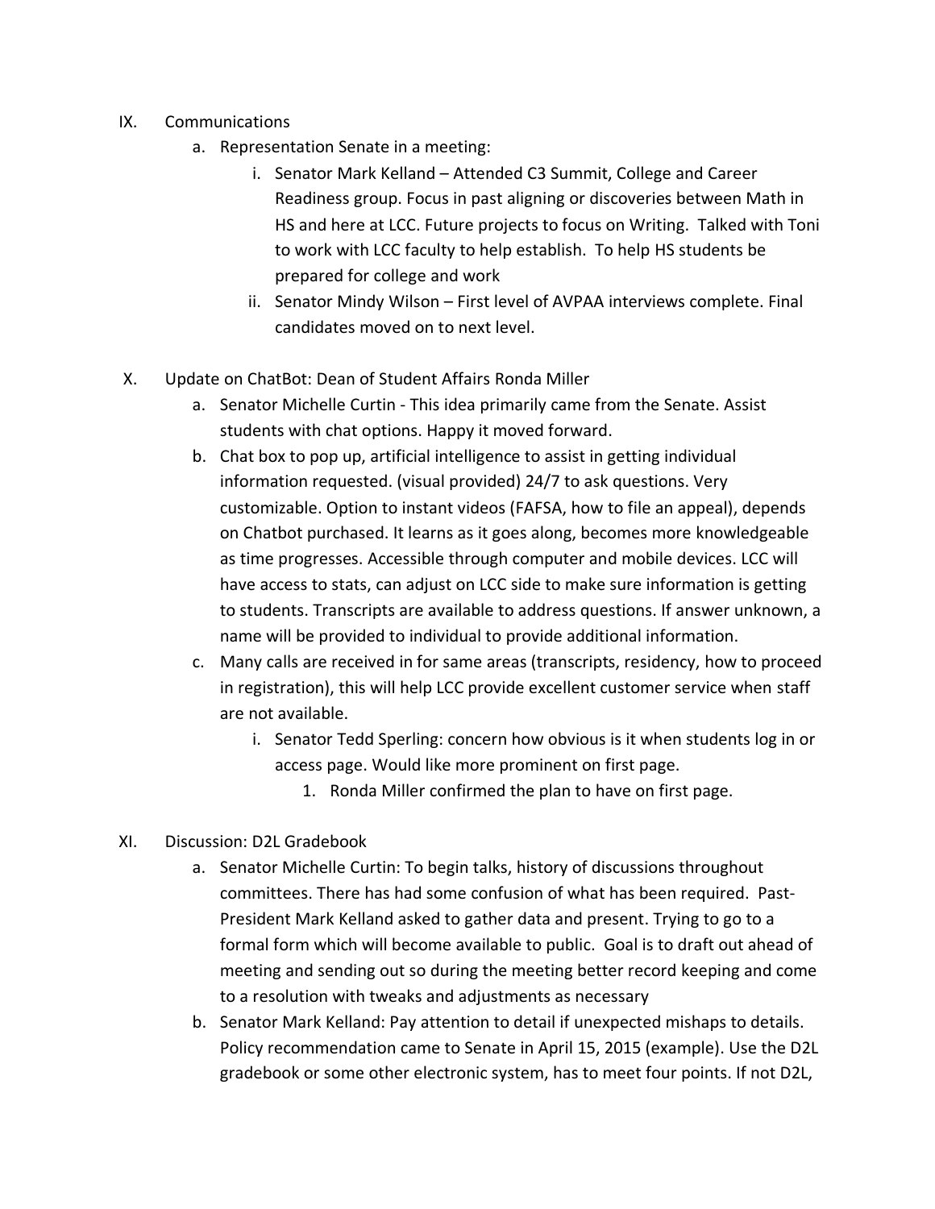IX. Communications

a. Representation Senate in a meeting:

i. Senator Mark Kelland – Attended C3 Summit, College and Career Readiness group. Focus in past aligning or discoveries between Math in HS and here at LCC. Future projects to focus on Writing. Talked with Toni to work with LCC faculty to help establish. To help HS students be prepared for college and work

ii. Senator Mindy Wilson – First level of AVPAA interviews complete. Final candidates moved on to next level.

X. Update on ChatBot: Dean of Student Affairs Ronda Miller

a. Senator Michelle Curtin - This idea primarily came from the Senate. Assist students with chat options. Happy it moved forward.

b. Chat box to pop up, artificial intelligence to assist in getting individual information requested. (visual provided) 24/7 to ask questions. Very customizable. Option to instant videos (FAFSA, how to file an appeal), depends on Chatbot purchased. It learns as it goes along, becomes more knowledgeable as time progresses. Accessible through computer and mobile devices. LCC will have access to stats, can adjust on LCC side to make sure information is getting to students. Transcripts are available to address questions. If answer unknown, a name will be provided to individual to provide additional information.

c. Many calls are received in for same areas (transcripts, residency, how to proceed in registration), this will help LCC provide excellent customer service when staff are not available.

i. Senator Tedd Sperling: concern how obvious is it when students log in or access page. Would like more prominent on first page.

1. Ronda Miller confirmed the plan to have on first page.

XI. Discussion: D2L Gradebook

a. Senator Michelle Curtin: To begin talks, history of discussions throughout committees. There has had some confusion of what has been required. Past-President Mark Kelland asked to gather data and present. Trying to go to a formal form which will become available to public. Goal is to draft out ahead of meeting and sending out so during the meeting better record keeping and come to a resolution with tweaks and adjustments as necessary

b. Senator Mark Kelland: Pay attention to detail if unexpected mishaps to details. Policy recommendation came to Senate in April 15, 2015 (example). Use the D2L gradebook or some other electronic system, has to meet four points. If not D2L,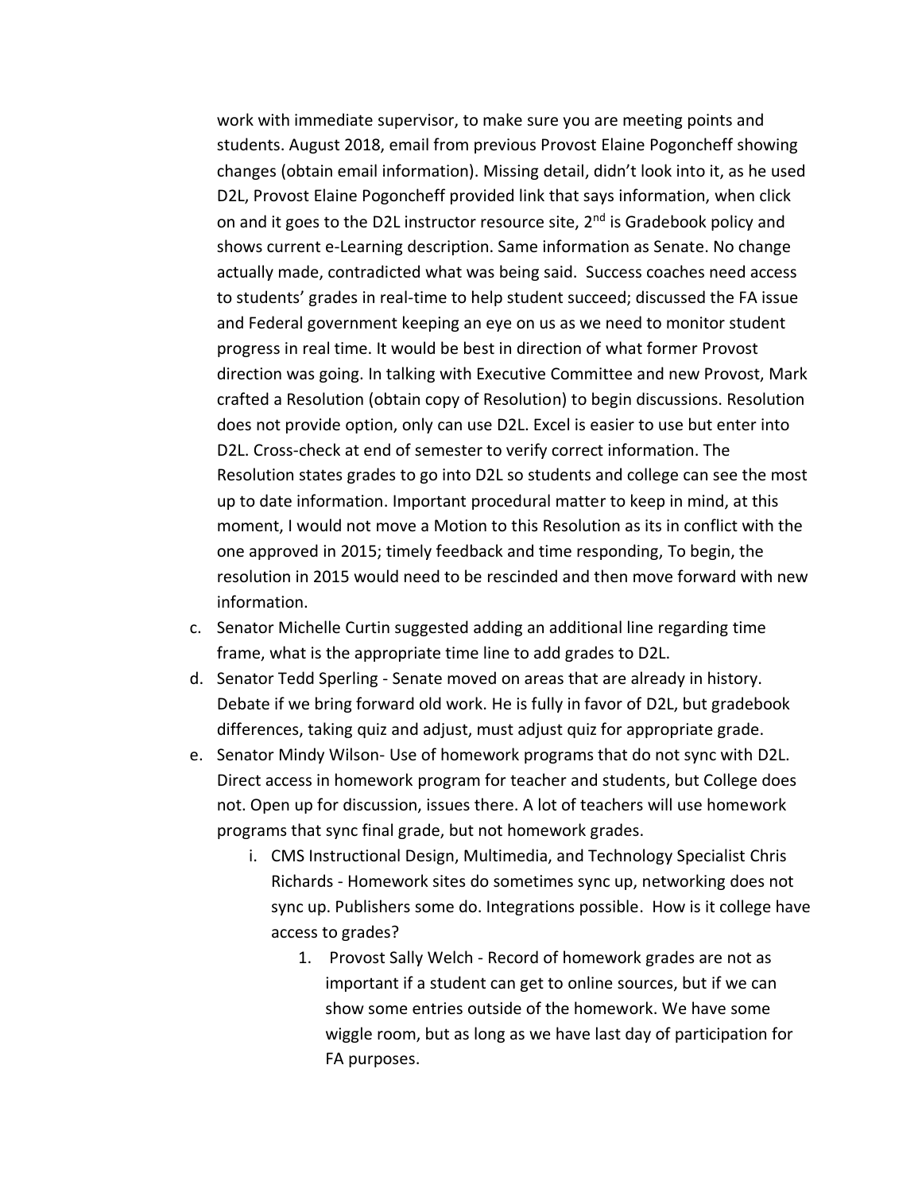work with immediate supervisor, to make sure you are meeting points and students. August 2018, email from previous Provost Elaine Pogoncheff showing changes (obtain email information). Missing detail, didn't look into it, as he used D2L, Provost Elaine Pogoncheff provided link that says information, when click on and it goes to the D2L instructor resource site, 2nd is Gradebook policy and shows current e-Learning description. Same information as Senate. No change actually made, contradicted what was being said. Success coaches need access to students' grades in real-time to help student succeed; discussed the FA issue and Federal government keeping an eye on us as we need to monitor student progress in real time. It would be best in direction of what former Provost direction was going. In talking with Executive Committee and new Provost, Mark crafted a Resolution (obtain copy of Resolution) to begin discussions. Resolution does not provide option, only can use D2L. Excel is easier to use but enter into D2L. Cross-check at end of semester to verify correct information. The Resolution states grades to go into D2L so students and college can see the most up to date information. Important procedural matter to keep in mind, at this moment, I would not move a Motion to this Resolution as its in conflict with the one approved in 2015; timely feedback and time responding, To begin, the resolution in 2015 would need to be rescinded and then move forward with new information.

c. Senator Michelle Curtin suggested adding an additional line regarding time frame, what is the appropriate time line to add grades to D2L.
d. Senator Tedd Sperling - Senate moved on areas that are already in history. Debate if we bring forward old work. He is fully in favor of D2L, but gradebook differences, taking quiz and adjust, must adjust quiz for appropriate grade.
e. Senator Mindy Wilson- Use of homework programs that do not sync with D2L. Direct access in homework program for teacher and students, but College does not. Open up for discussion, issues there. A lot of teachers will use homework programs that sync final grade, but not homework grades.
    i. CMS Instructional Design, Multimedia, and Technology Specialist Chris Richards - Homework sites do sometimes sync up, networking does not sync up. Publishers some do. Integrations possible. How is it college have access to grades?
        1. Provost Sally Welch - Record of homework grades are not as important if a student can get to online sources, but if we can show some entries outside of the homework. We have some wiggle room, but as long as we have last day of participation for FA purposes.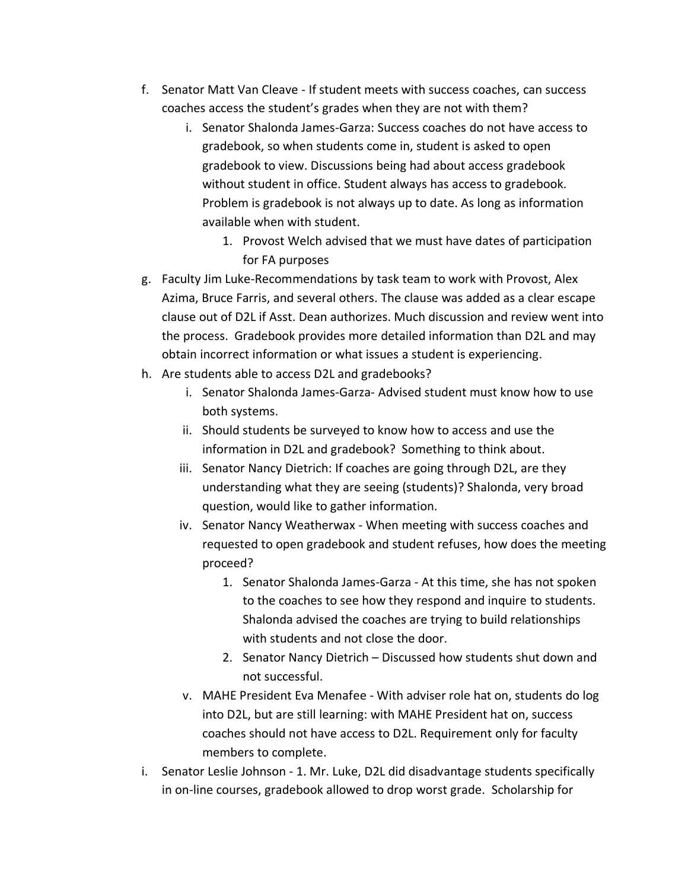f. Senator Matt Van Cleave - If student meets with success coaches, can success coaches access the student's grades when they are not with them?
    i. Senator Shalonda James-Garza: Success coaches do not have access to gradebook, so when students come in, student is asked to open gradebook to view. Discussions being had about access gradebook without student in office. Student always has access to gradebook. Problem is gradebook is not always up to date. As long as information available when with student.
        1. Provost Welch advised that we must have dates of participation for FA purposes
g. Faculty Jim Luke-Recommendations by task team to work with Provost, Alex Azima, Bruce Farris, and several others. The clause was added as a clear escape clause out of D2L if Asst. Dean authorizes. Much discussion and review went into the process. Gradebook provides more detailed information than D2L and may obtain incorrect information or what issues a student is experiencing.
h. Are students able to access D2L and gradebooks?
    i. Senator Shalonda James-Garza- Advised student must know how to use both systems.
    ii. Should students be surveyed to know how to access and use the information in D2L and gradebook? Something to think about.
    iii. Senator Nancy Dietrich: If coaches are going through D2L, are they understanding what they are seeing (students)? Shalonda, very broad question, would like to gather information.
    iv. Senator Nancy Weatherwax - When meeting with success coaches and requested to open gradebook and student refuses, how does the meeting proceed?
        1. Senator Shalonda James-Garza - At this time, she has not spoken to the coaches to see how they respond and inquire to students. Shalonda advised the coaches are trying to build relationships with students and not close the door.
        2. Senator Nancy Dietrich – Discussed how students shut down and not successful.
    v. MAHE President Eva Menafee - With adviser role hat on, students do log into D2L, but are still learning: with MAHE President hat on, success coaches should not have access to D2L. Requirement only for faculty members to complete.
i. Senator Leslie Johnson - 1. Mr. Luke, D2L did disadvantage students specifically in on-line courses, gradebook allowed to drop worst grade. Scholarship for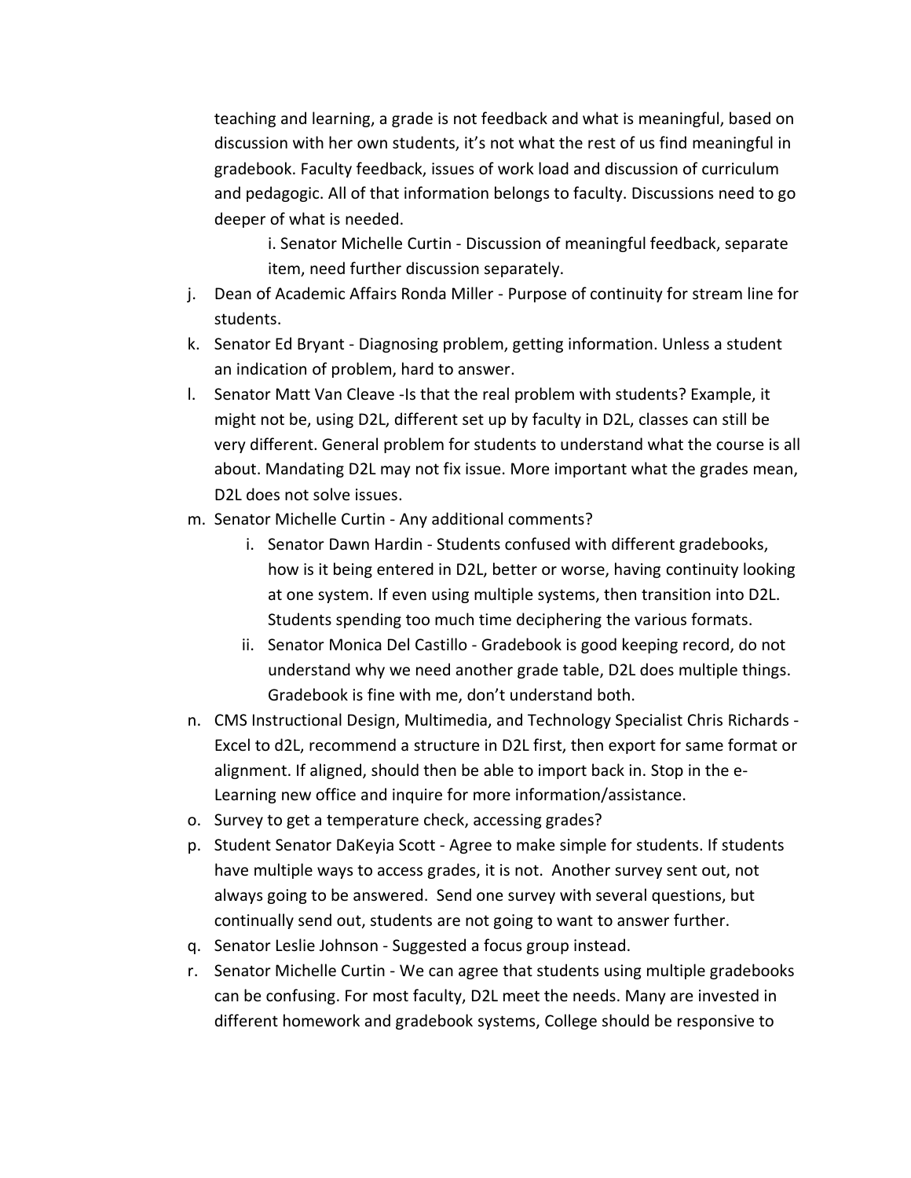teaching and learning, a grade is not feedback and what is meaningful, based on discussion with her own students, it's not what the rest of us find meaningful in gradebook. Faculty feedback, issues of work load and discussion of curriculum and pedagogic. All of that information belongs to faculty. Discussions need to go deeper of what is needed.

   i. Senator Michelle Curtin - Discussion of meaningful feedback, separate item, need further discussion separately.

j. Dean of Academic Affairs Ronda Miller - Purpose of continuity for stream line for students.

k. Senator Ed Bryant - Diagnosing problem, getting information. Unless a student an indication of problem, hard to answer.

l. Senator Matt Van Cleave -Is that the real problem with students? Example, it might not be, using D2L, different set up by faculty in D2L, classes can still be very different. General problem for students to understand what the course is all about. Mandating D2L may not fix issue. More important what the grades mean, D2L does not solve issues.

m. Senator Michelle Curtin - Any additional comments?

   i. Senator Dawn Hardin - Students confused with different gradebooks, how is it being entered in D2L, better or worse, having continuity looking at one system. If even using multiple systems, then transition into D2L. Students spending too much time deciphering the various formats.

   ii. Senator Monica Del Castillo - Gradebook is good keeping record, do not understand why we need another grade table, D2L does multiple things. Gradebook is fine with me, don't understand both.

n. CMS Instructional Design, Multimedia, and Technology Specialist Chris Richards - Excel to d2L, recommend a structure in D2L first, then export for same format or alignment. If aligned, should then be able to import back in. Stop in the e-Learning new office and inquire for more information/assistance.

o. Survey to get a temperature check, accessing grades?

p. Student Senator DaKeyia Scott - Agree to make simple for students. If students have multiple ways to access grades, it is not. Another survey sent out, not always going to be answered. Send one survey with several questions, but continually send out, students are not going to want to answer further.

q. Senator Leslie Johnson - Suggested a focus group instead.

r. Senator Michelle Curtin - We can agree that students using multiple gradebooks can be confusing. For most faculty, D2L meet the needs. Many are invested in different homework and gradebook systems, College should be responsive to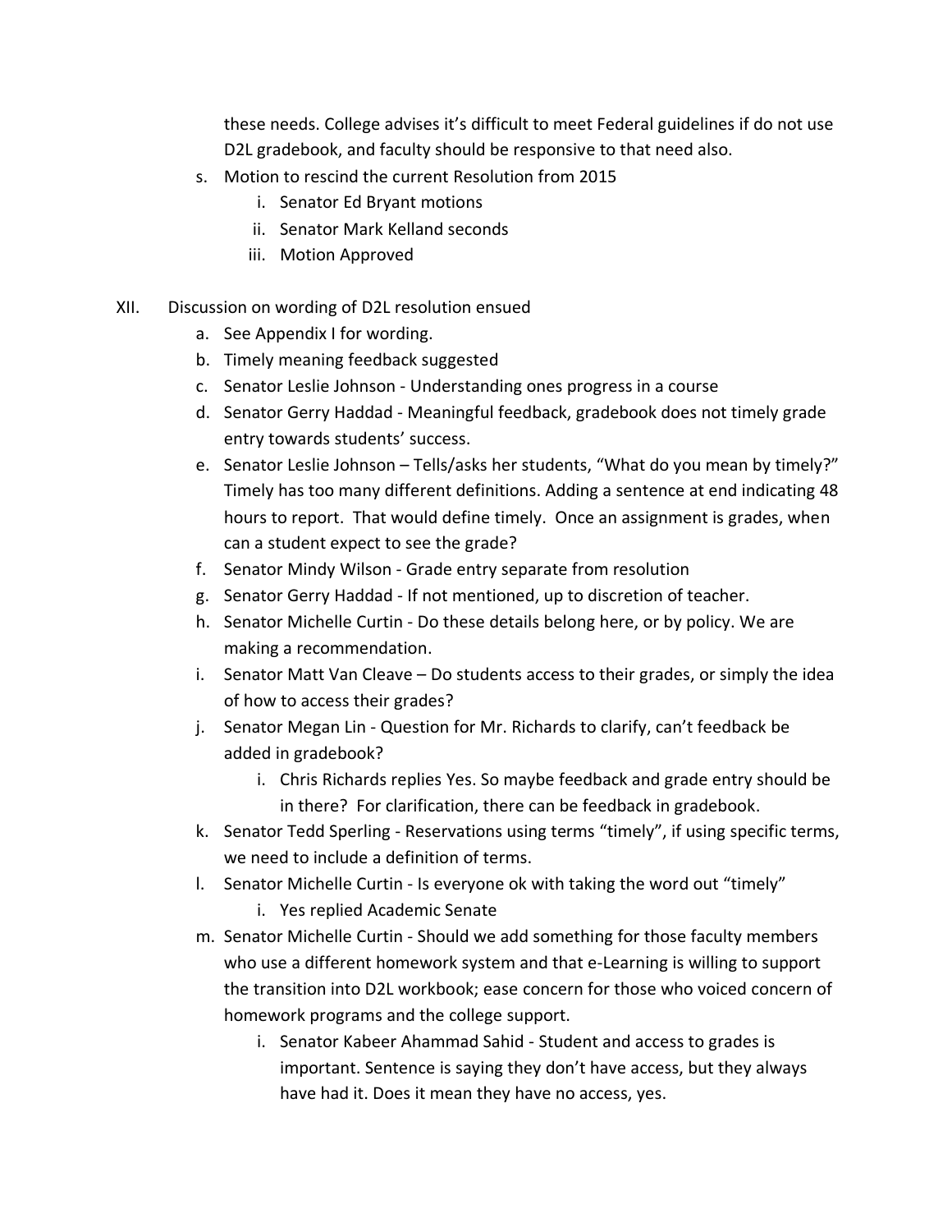these needs. College advises it's difficult to meet Federal guidelines if do not use D2L gradebook, and faculty should be responsive to that need also.

- s. Motion to rescind the current Resolution from 2015
  - i. Senator Ed Bryant motions
  - ii. Senator Mark Kelland seconds
  - iii. Motion Approved

XII. Discussion on wording of D2L resolution ensued

- a. See Appendix I for wording.
- b. Timely meaning feedback suggested
- c. Senator Leslie Johnson - Understanding ones progress in a course
- d. Senator Gerry Haddad - Meaningful feedback, gradebook does not timely grade entry towards students' success.
- e. Senator Leslie Johnson – Tells/asks her students, "What do you mean by timely?" Timely has too many different definitions. Adding a sentence at end indicating 48 hours to report. That would define timely. Once an assignment is grades, when can a student expect to see the grade?
- f. Senator Mindy Wilson - Grade entry separate from resolution
- g. Senator Gerry Haddad - If not mentioned, up to discretion of teacher.
- h. Senator Michelle Curtin - Do these details belong here, or by policy. We are making a recommendation.
- i. Senator Matt Van Cleave – Do students access to their grades, or simply the idea of how to access their grades?
- j. Senator Megan Lin - Question for Mr. Richards to clarify, can't feedback be added in gradebook?
  - i. Chris Richards replies Yes. So maybe feedback and grade entry should be in there? For clarification, there can be feedback in gradebook.
- k. Senator Tedd Sperling - Reservations using terms "timely", if using specific terms, we need to include a definition of terms.
- l. Senator Michelle Curtin - Is everyone ok with taking the word out "timely"
  - i. Yes replied Academic Senate
- m. Senator Michelle Curtin - Should we add something for those faculty members who use a different homework system and that e-Learning is willing to support the transition into D2L workbook; ease concern for those who voiced concern of homework programs and the college support.
  - i. Senator Kabeer Ahammad Sahid - Student and access to grades is important. Sentence is saying they don't have access, but they always have had it. Does it mean they have no access, yes.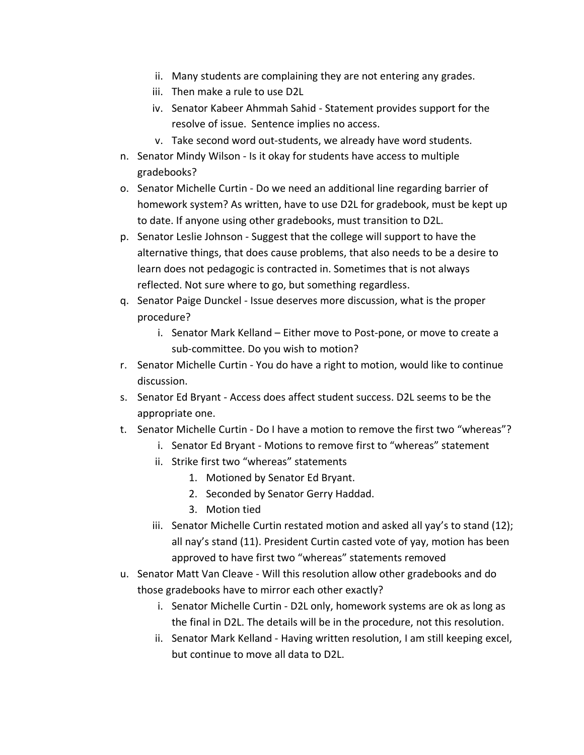ii. Many students are complaining they are not entering any grades.
   iii. Then make a rule to use D2L
   iv. Senator Kabeer Ahmmah Sahid - Statement provides support for the resolve of issue. Sentence implies no access.
   v. Take second word out-students, we already have word students.

n. Senator Mindy Wilson - Is it okay for students have access to multiple gradebooks?
o. Senator Michelle Curtin - Do we need an additional line regarding barrier of homework system? As written, have to use D2L for gradebook, must be kept up to date. If anyone using other gradebooks, must transition to D2L.
p. Senator Leslie Johnson - Suggest that the college will support to have the alternative things, that does cause problems, that also needs to be a desire to learn does not pedagogic is contracted in. Sometimes that is not always reflected. Not sure where to go, but something regardless.
q. Senator Paige Dunckel - Issue deserves more discussion, what is the proper procedure?
   i. Senator Mark Kelland – Either move to Post-pone, or move to create a sub-committee. Do you wish to motion?
r. Senator Michelle Curtin - You do have a right to motion, would like to continue discussion.
s. Senator Ed Bryant - Access does affect student success. D2L seems to be the appropriate one.
t. Senator Michelle Curtin - Do I have a motion to remove the first two "whereas"?
   i. Senator Ed Bryant - Motions to remove first to "whereas" statement
   ii. Strike first two "whereas" statements
      1. Motioned by Senator Ed Bryant.
      2. Seconded by Senator Gerry Haddad.
      3. Motion tied
   iii. Senator Michelle Curtin restated motion and asked all yay's to stand (12); all nay's stand (11). President Curtin casted vote of yay, motion has been approved to have first two "whereas" statements removed
u. Senator Matt Van Cleave - Will this resolution allow other gradebooks and do those gradebooks have to mirror each other exactly?
   i. Senator Michelle Curtin - D2L only, homework systems are ok as long as the final in D2L. The details will be in the procedure, not this resolution.
   ii. Senator Mark Kelland - Having written resolution, I am still keeping excel, but continue to move all data to D2L.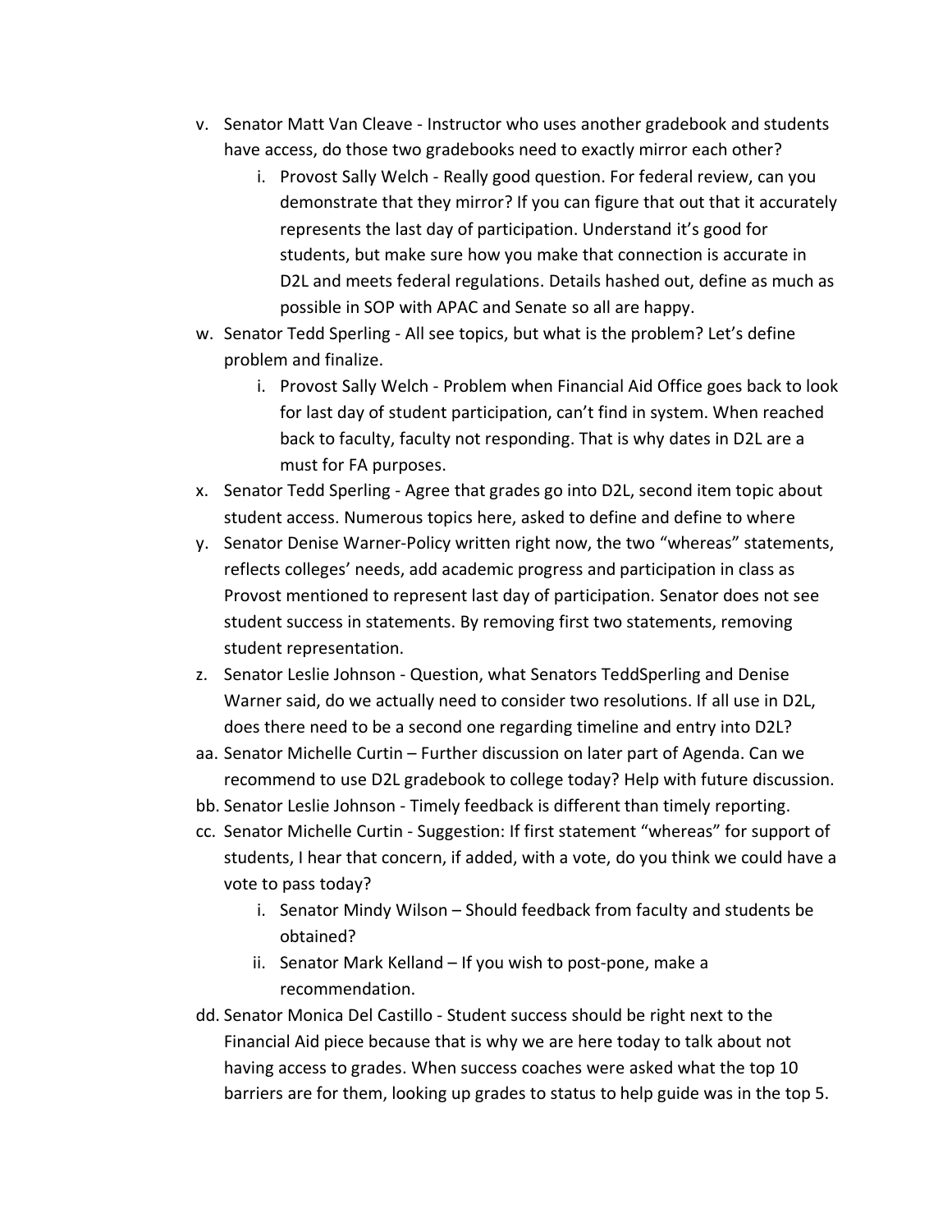v. Senator Matt Van Cleave - Instructor who uses another gradebook and students have access, do those two gradebooks need to exactly mirror each other?
   i. Provost Sally Welch - Really good question. For federal review, can you demonstrate that they mirror? If you can figure out that it accurately represents the last day of participation. Understand it's good for students, but make sure how you make that connection is accurate in D2L and meets federal regulations. Details hashed out, define as much as possible in SOP with APAC and Senate so all are happy.

w. Senator Tedd Sperling - All see topics, but what is the problem? Let's define problem and finalize.
   i. Provost Sally Welch - Problem when Financial Aid Office goes back to look for last day of student participation, can't find in system. When reached back to faculty, faculty not responding. That is why dates in D2L are a must for FA purposes.

x. Senator Tedd Sperling - Agree that grades go into D2L, second item topic about student access. Numerous topics here, asked to define and define to where

y. Senator Denise Warner-Policy written right now, the two "whereas" statements, reflects colleges' needs, add academic progress and participation in class as Provost mentioned to represent last day of participation. Senator does not see student success in statements. By removing first two statements, removing student representation.

z. Senator Leslie Johnson - Question, what Senators TeddSperling and Denise Warner said, do we actually need to consider two resolutions. If all use in D2L, does there need to be a second one regarding timeline and entry into D2L?

aa. Senator Michelle Curtin – Further discussion on later part of Agenda. Can we recommend to use D2L gradebook to college today? Help with future discussion.

bb. Senator Leslie Johnson - Timely feedback is different than timely reporting.

cc. Senator Michelle Curtin - Suggestion: If first statement "whereas" for support of students, I hear that concern, if added, with a vote, do you think we could have a vote to pass today?
   i. Senator Mindy Wilson – Should feedback from faculty and students be obtained?
   ii. Senator Mark Kelland – If you wish to post-pone, make a recommendation.

dd. Senator Monica Del Castillo - Student success should be right next to the Financial Aid piece because that is why we are here today to talk about not having access to grades. When success coaches were asked what the top 10 barriers are for them, looking up grades to status to help guide was in the top 5.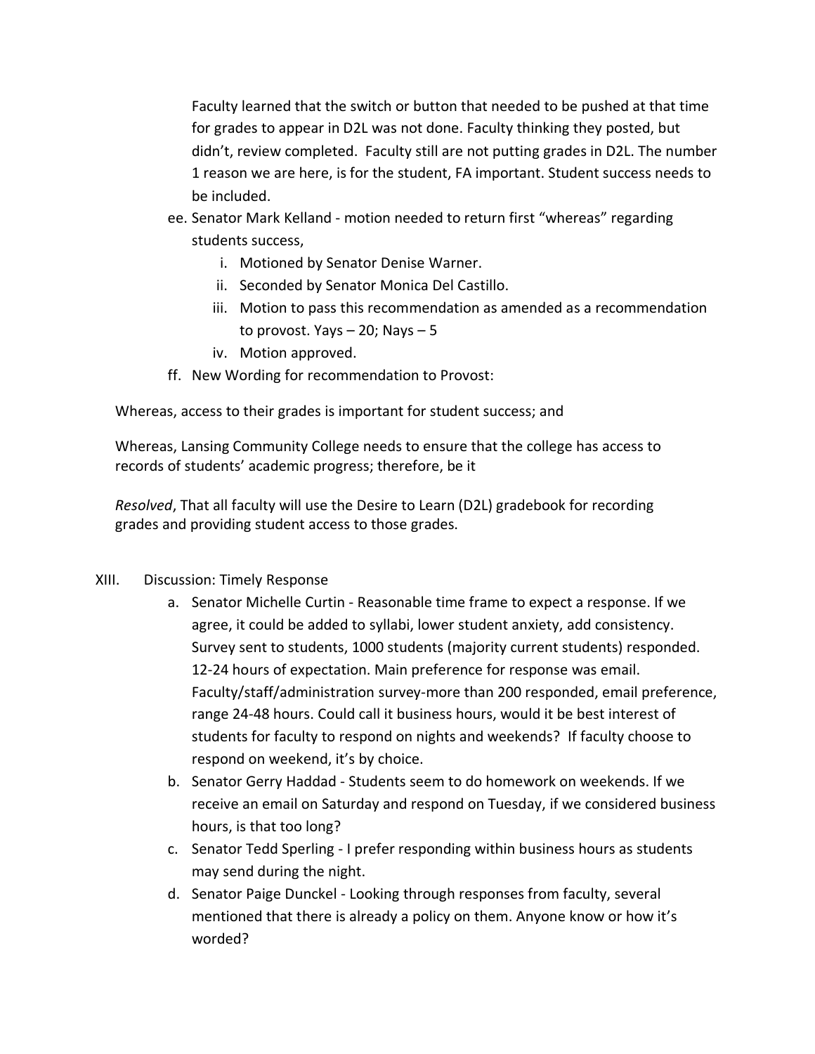Faculty learned that the switch or button that needed to be pushed at that time for grades to appear in D2L was not done. Faculty thinking they posted, but didn't, review completed. Faculty still are not putting grades in D2L. The number 1 reason we are here, is for the student, FA important. Student success needs to be included.

ee. Senator Mark Kelland - motion needed to return first "whereas" regarding students success,
   i. Motioned by Senator Denise Warner.
   ii. Seconded by Senator Monica Del Castillo.
   iii. Motion to pass this recommendation as amended as a recommendation to provost. Yays – 20; Nays – 5
   iv. Motion approved.

ff. New Wording for recommendation to Provost:

Whereas, access to their grades is important for student success; and

Whereas, Lansing Community College needs to ensure that the college has access to records of students' academic progress; therefore, be it

*Resolved*, That all faculty will use the Desire to Learn (D2L) gradebook for recording grades and providing student access to those grades.

XIII. Discussion: Timely Response

a. Senator Michelle Curtin - Reasonable time frame to expect a response. If we agree, it could be added to syllabi, lower student anxiety, add consistency. Survey sent to students, 1000 students (majority current students) responded. 12-24 hours of expectation. Main preference for response was email. Faculty/staff/administration survey-more than 200 responded, email preference, range 24-48 hours. Could call it business hours, would it be best interest of students for faculty to respond on nights and weekends? If faculty choose to respond on weekend, it's by choice.

b. Senator Gerry Haddad - Students seem to do homework on weekends. If we receive an email on Saturday and respond on Tuesday, if we considered business hours, is that too long?

c. Senator Tedd Sperling - I prefer responding within business hours as students may send during the night.

d. Senator Paige Dunckel - Looking through responses from faculty, several mentioned that there is already a policy on them. Anyone know or how it's worded?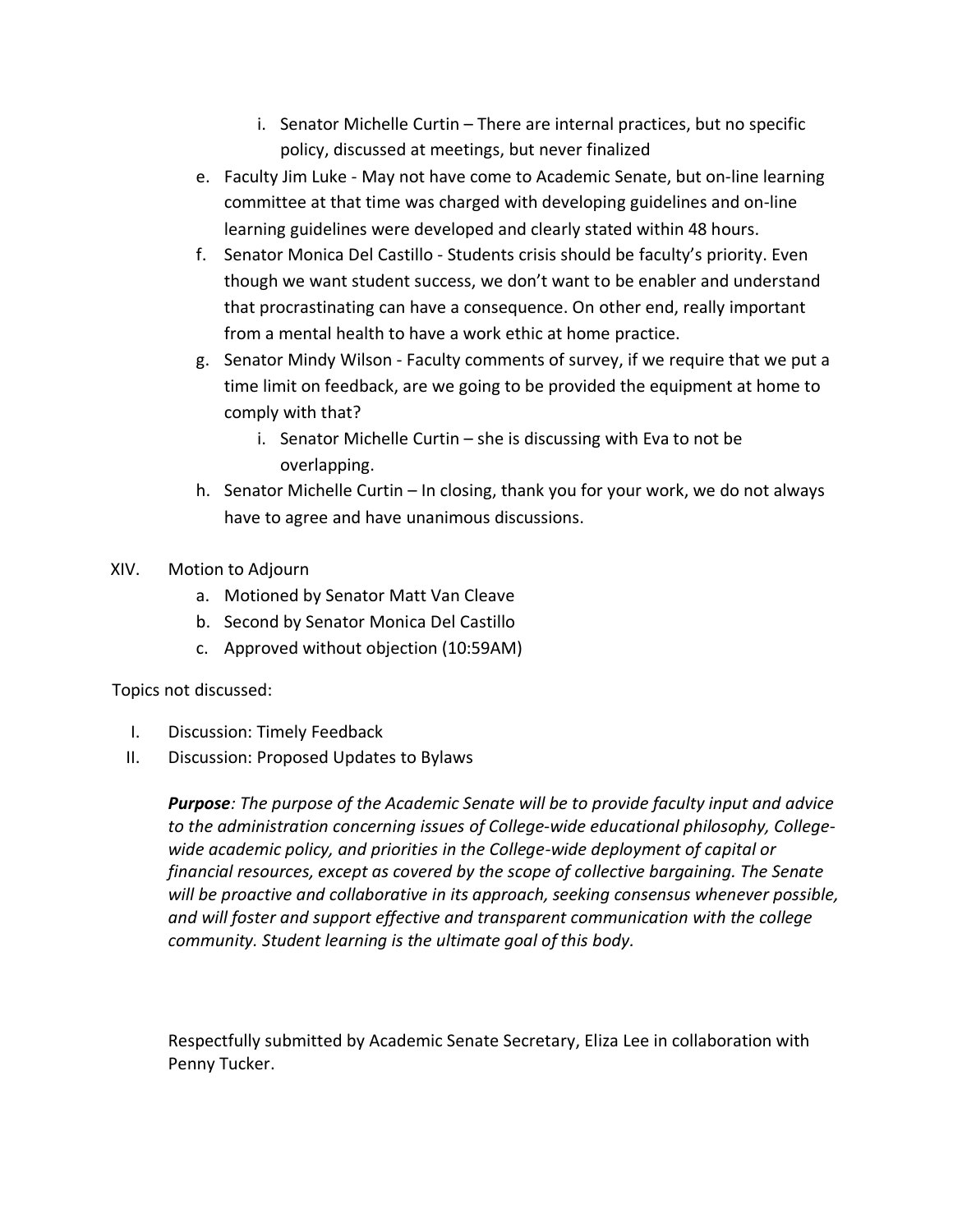i. Senator Michelle Curtin – There are internal practices, but no specific policy, discussed at meetings, but never finalized

e. Faculty Jim Luke - May not have come to Academic Senate, but on-line learning committee at that time was charged with developing guidelines and on-line learning guidelines were developed and clearly stated within 48 hours.

f. Senator Monica Del Castillo - Students crisis should be faculty's priority. Even though we want student success, we don't want to be enabler and understand that procrastinating can have a consequence. On other end, really important from a mental health to have a work ethic at home practice.

g. Senator Mindy Wilson - Faculty comments of survey, if we require that we put a time limit on feedback, are we going to be provided the equipment at home to comply with that?

   i. Senator Michelle Curtin – she is discussing with Eva to not be overlapping.

h. Senator Michelle Curtin – In closing, thank you for your work, we do not always have to agree and have unanimous discussions.

XIV. Motion to Adjourn

a. Motioned by Senator Matt Van Cleave
b. Second by Senator Monica Del Castillo
c. Approved without objection (10:59AM)

Topics not discussed:

I. Discussion: Timely Feedback
II. Discussion: Proposed Updates to Bylaws

***Purpose****: The purpose of the Academic Senate will be to provide faculty input and advice to the administration concerning issues of College-wide educational philosophy, College-wide academic policy, and priorities in the College-wide deployment of capital or financial resources, except as covered by the scope of collective bargaining. The Senate will be proactive and collaborative in its approach, seeking consensus whenever possible, and will foster and support effective and transparent communication with the college community. Student learning is the ultimate goal of this body.*

Respectfully submitted by Academic Senate Secretary, Eliza Lee in collaboration with Penny Tucker.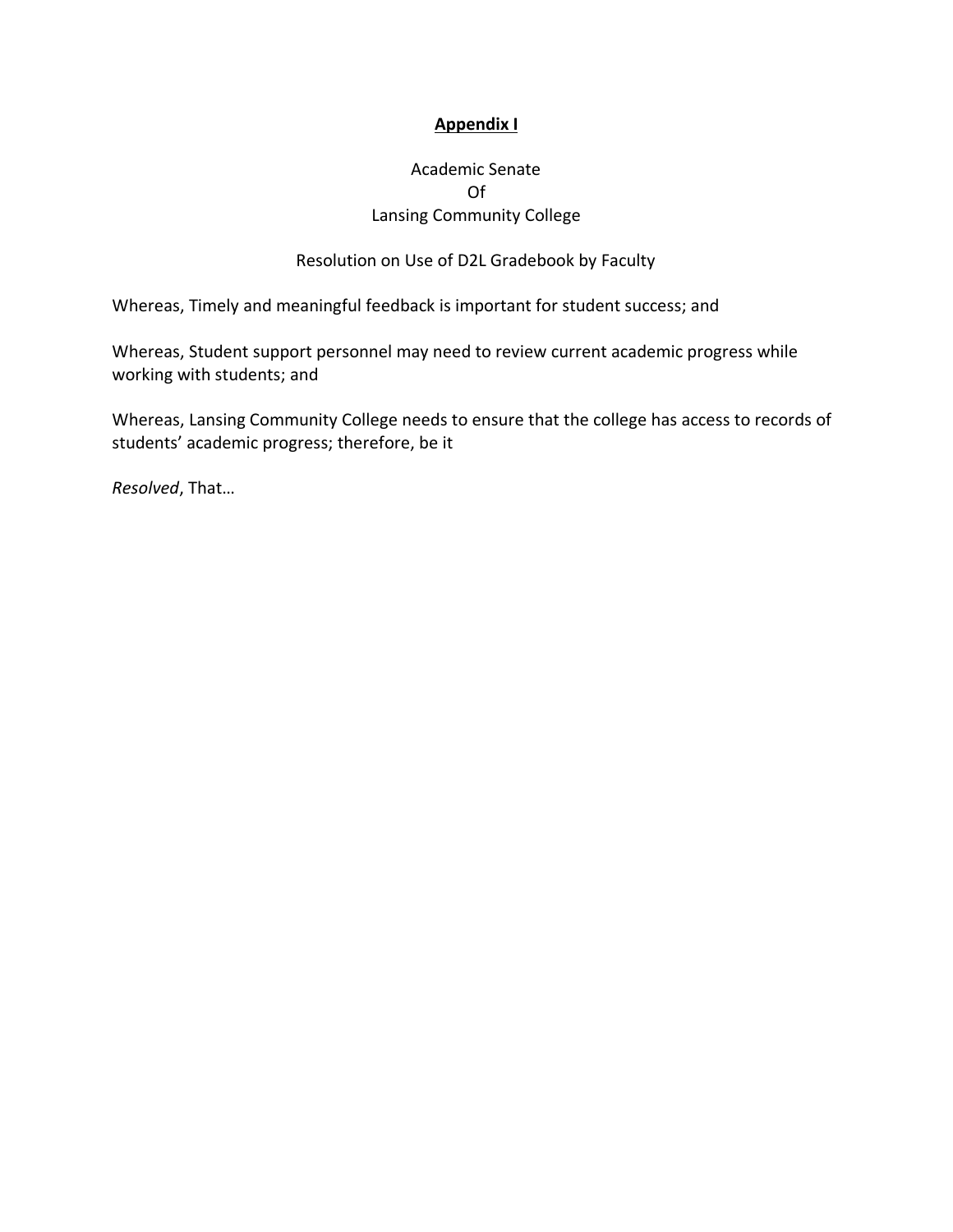**Appendix I**

Academic Senate
Of
Lansing Community College

Resolution on Use of D2L Gradebook by Faculty

Whereas, Timely and meaningful feedback is important for student success; and

Whereas, Student support personnel may need to review current academic progress while working with students; and

Whereas, Lansing Community College needs to ensure that the college has access to records of students' academic progress; therefore, be it

*Resolved*, That…